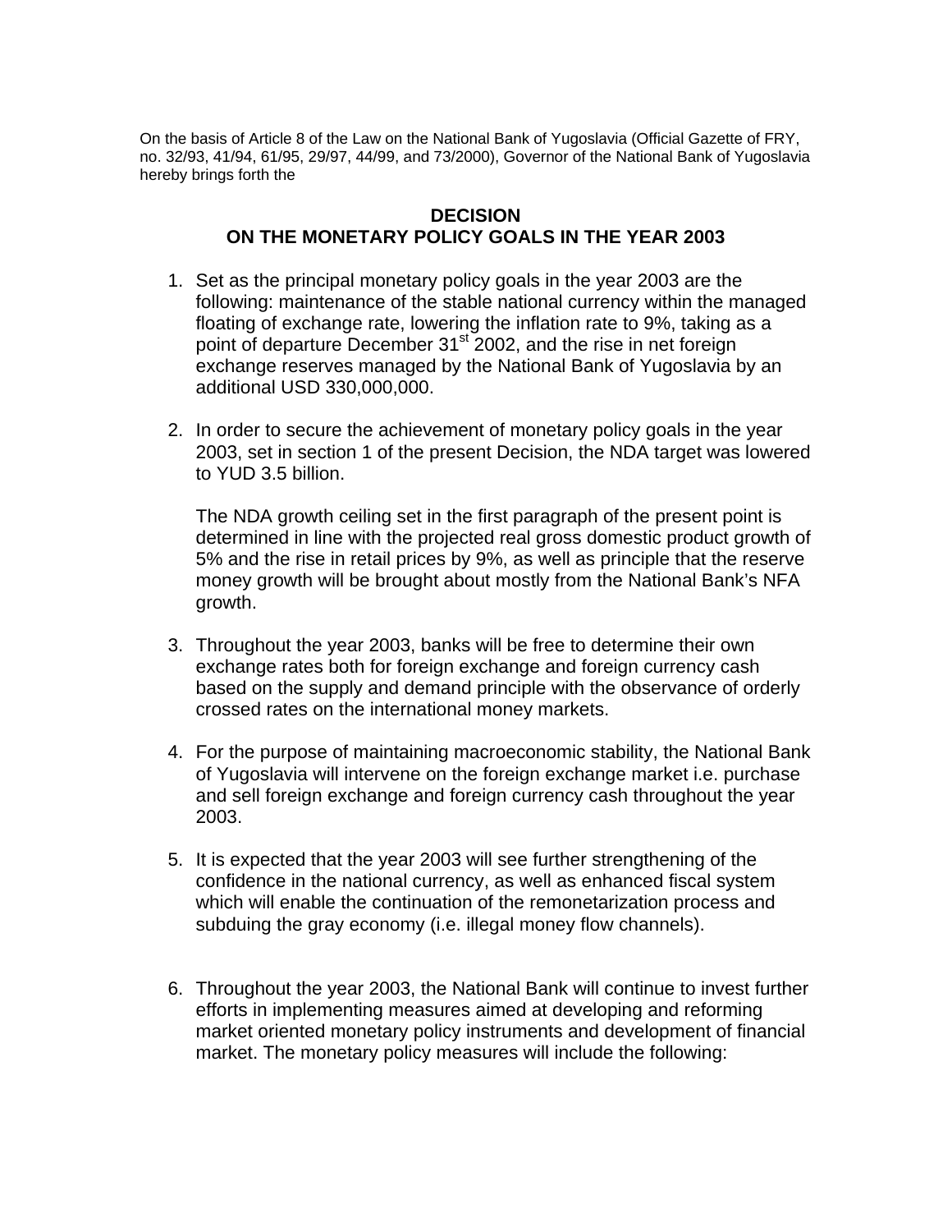On the basis of Article 8 of the Law on the National Bank of Yugoslavia (Official Gazette of FRY, no. 32/93, 41/94, 61/95, 29/97, 44/99, and 73/2000), Governor of the National Bank of Yugoslavia hereby brings forth the

# DECISION
# ON THE MONETARY POLICY GOALS IN THE YEAR 2003

1. Set as the principal monetary policy goals in the year 2003 are the following: maintenance of the stable national currency within the managed floating of exchange rate, lowering the inflation rate to 9%, taking as a point of departure December 31st 2002, and the rise in net foreign exchange reserves managed by the National Bank of Yugoslavia by an additional USD 330,000,000.

2. In order to secure the achievement of monetary policy goals in the year 2003, set in section 1 of the present Decision, the NDA target was lowered to YUD 3.5 billion.

   The NDA growth ceiling set in the first paragraph of the present point is determined in line with the projected real gross domestic product growth of 5% and the rise in retail prices by 9%, as well as principle that the reserve money growth will be brought about mostly from the National Bank's NFA growth.

3. Throughout the year 2003, banks will be free to determine their own exchange rates both for foreign exchange and foreign currency cash based on the supply and demand principle with the observance of orderly crossed rates on the international money markets.

4. For the purpose of maintaining macroeconomic stability, the National Bank of Yugoslavia will intervene on the foreign exchange market i.e. purchase and sell foreign exchange and foreign currency cash throughout the year 2003.

5. It is expected that the year 2003 will see further strengthening of the confidence in the national currency, as well as enhanced fiscal system which will enable the continuation of the remonetarization process and subduing the gray economy (i.e. illegal money flow channels).

6. Throughout the year 2003, the National Bank will continue to invest further efforts in implementing measures aimed at developing and reforming market oriented monetary policy instruments and development of financial market. The monetary policy measures will include the following: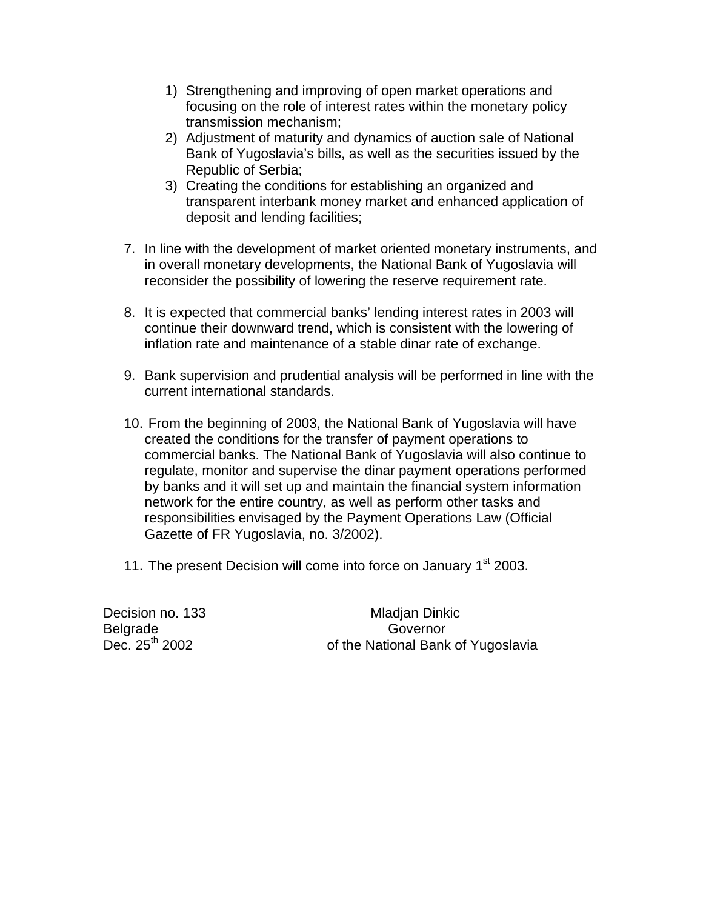1) Strengthening and improving of open market operations and focusing on the role of interest rates within the monetary policy transmission mechanism;
2) Adjustment of maturity and dynamics of auction sale of National Bank of Yugoslavia's bills, as well as the securities issued by the Republic of Serbia;
3) Creating the conditions for establishing an organized and transparent interbank money market and enhanced application of deposit and lending facilities;

7. In line with the development of market oriented monetary instruments, and in overall monetary developments, the National Bank of Yugoslavia will reconsider the possibility of lowering the reserve requirement rate.

8. It is expected that commercial banks' lending interest rates in 2003 will continue their downward trend, which is consistent with the lowering of inflation rate and maintenance of a stable dinar rate of exchange.

9. Bank supervision and prudential analysis will be performed in line with the current international standards.

10. From the beginning of 2003, the National Bank of Yugoslavia will have created the conditions for the transfer of payment operations to commercial banks. The National Bank of Yugoslavia will also continue to regulate, monitor and supervise the dinar payment operations performed by banks and it will set up and maintain the financial system information network for the entire country, as well as perform other tasks and responsibilities envisaged by the Payment Operations Law (Official Gazette of FR Yugoslavia, no. 3/2002).

11. The present Decision will come into force on January 1st 2003.

Decision no. 133
Belgrade
Dec. 25th 2002

Mladjan Dinkic
Governor
of the National Bank of Yugoslavia